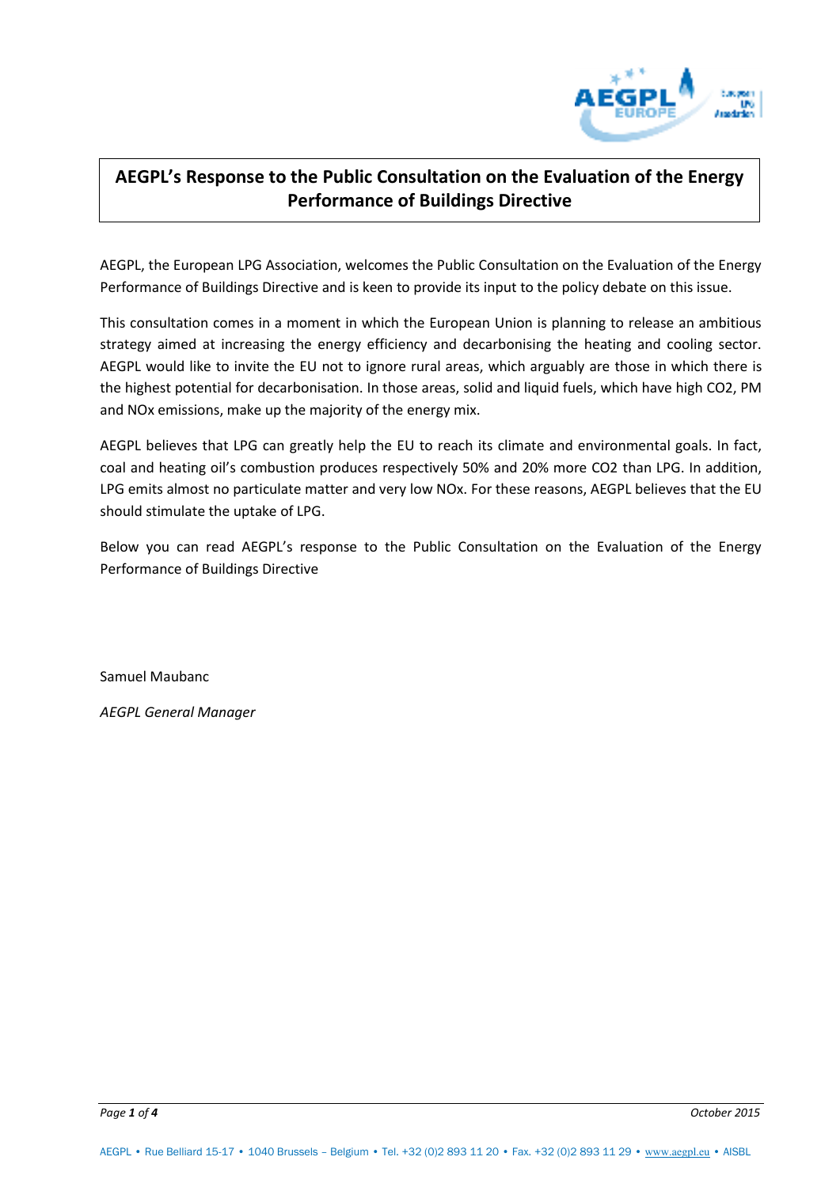# AEGPL's Response to the Public Consultation on the Evaluation of the Energy Performance of Buildings Directive

AEGPL, the European LPG Association, welcomes the Public Consultation on the Evaluation of the Energy Performance of Buildings Directive and is keen to provide its input to the policy debate on this issue.

This consultation comes in a moment in which the European Union is planning to release an ambitious strategy aimed at increasing the energy efficiency and decarbonising the heating and cooling sector. AEGPL would like to invite the EU not to ignore rural areas, which arguably are those in which there is the highest potential for decarbonisation. In those areas, solid and liquid fuels, which have high $CO_2$, PM and $NO_x$ emissions, make up the majority of the energy mix.

AEGPL believes that LPG can greatly help the EU to reach its climate and environmental goals. In fact, coal and heating oil's combustion produces respectively 50% and 20% more $CO_2$ than LPG. In addition, LPG emits almost no particulate matter and very low $NO_x$. For these reasons, AEGPL believes that the EU should stimulate the uptake of LPG.

Below you can read AEGPL's response to the Public Consultation on the Evaluation of the Energy Performance of Buildings Directive

Samuel Maubanc

*AEGPL General Manager*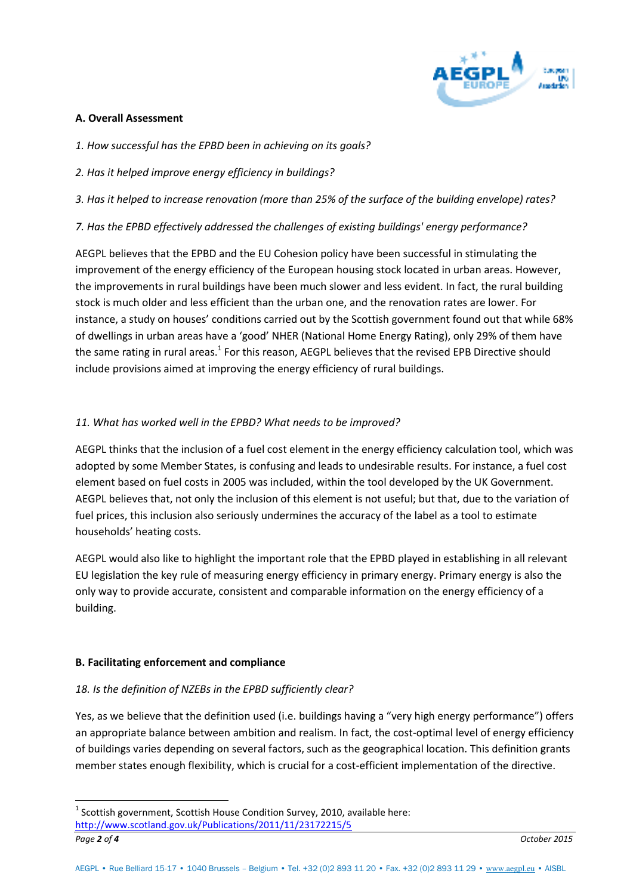**A. Overall Assessment**

*1. How successful has the EPBD been in achieving on its goals?*

*2. Has it helped improve energy efficiency in buildings?*

*3. Has it helped to increase renovation (more than 25% of the surface of the building envelope) rates?*

*7. Has the EPBD effectively addressed the challenges of existing buildings' energy performance?*

AEGPL believes that the EPBD and the EU Cohesion policy have been successful in stimulating the improvement of the energy efficiency of the European housing stock located in urban areas. However, the improvements in rural buildings have been much slower and less evident. In fact, the rural building stock is much older and less efficient than the urban one, and the renovation rates are lower. For instance, a study on houses' conditions carried out by the Scottish government found out that while 68% of dwellings in urban areas have a 'good' NHER (National Home Energy Rating), only 29% of them have the same rating in rural areas.[1] For this reason, AEGPL believes that the revised EPB Directive should include provisions aimed at improving the energy efficiency of rural buildings.

*11. What has worked well in the EPBD? What needs to be improved?*

AEGPL thinks that the inclusion of a fuel cost element in the energy efficiency calculation tool, which was adopted by some Member States, is confusing and leads to undesirable results. For instance, a fuel cost element based on fuel costs in 2005 was included, within the tool developed by the UK Government. AEGPL believes that, not only the inclusion of this element is not useful; but that, due to the variation of fuel prices, this inclusion also seriously undermines the accuracy of the label as a tool to estimate households' heating costs.

AEGPL would also like to highlight the important role that the EPBD played in establishing in all relevant EU legislation the key rule of measuring energy efficiency in primary energy. Primary energy is also the only way to provide accurate, consistent and comparable information on the energy efficiency of a building.

**B. Facilitating enforcement and compliance**

*18. Is the definition of NZEBs in the EPBD sufficiently clear?*

Yes, as we believe that the definition used (i.e. buildings having a "very high energy performance") offers an appropriate balance between ambition and realism. In fact, the cost-optimal level of energy efficiency of buildings varies depending on several factors, such as the geographical location. This definition grants member states enough flexibility, which is crucial for a cost-efficient implementation of the directive.

[1] Scottish government, Scottish House Condition Survey, 2010, available here: http://www.scotland.gov.uk/Publications/2011/11/23172215/5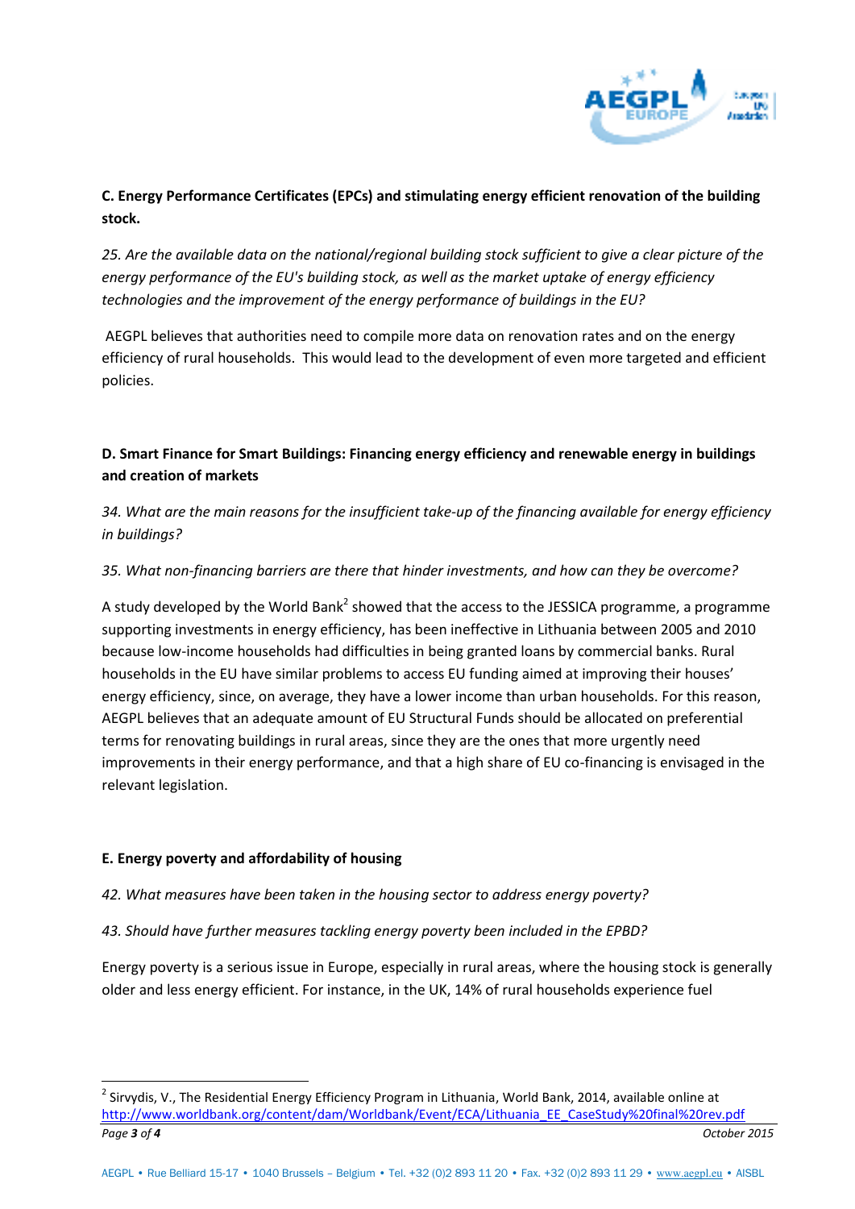**C. Energy Performance Certificates (EPCs) and stimulating energy efficient renovation of the building stock.**

*25. Are the available data on the national/regional building stock sufficient to give a clear picture of the energy performance of the EU's building stock, as well as the market uptake of energy efficiency technologies and the improvement of the energy performance of buildings in the EU?*

AEGPL believes that authorities need to compile more data on renovation rates and on the energy efficiency of rural households. This would lead to the development of even more targeted and efficient policies.

**D. Smart Finance for Smart Buildings: Financing energy efficiency and renewable energy in buildings and creation of markets**

*34. What are the main reasons for the insufficient take-up of the financing available for energy efficiency in buildings?*

*35. What non-financing barriers are there that hinder investments, and how can they be overcome?*

A study developed by the World Bank[2] showed that the access to the JESSICA programme, a programme supporting investments in energy efficiency, has been ineffective in Lithuania between 2005 and 2010 because low-income households had difficulties in being granted loans by commercial banks. Rural households in the EU have similar problems to access EU funding aimed at improving their houses' energy efficiency, since, on average, they have a lower income than urban households. For this reason, AEGPL believes that an adequate amount of EU Structural Funds should be allocated on preferential terms for renovating buildings in rural areas, since they are the ones that more urgently need improvements in their energy performance, and that a high share of EU co-financing is envisaged in the relevant legislation.

**E. Energy poverty and affordability of housing**

*42. What measures have been taken in the housing sector to address energy poverty?*

*43. Should have further measures tackling energy poverty been included in the EPBD?*

Energy poverty is a serious issue in Europe, especially in rural areas, where the housing stock is generally older and less energy efficient. For instance, in the UK, 14% of rural households experience fuel

[2] Sirvydis, V., The Residential Energy Efficiency Program in Lithuania, World Bank, 2014, available online at http://www.worldbank.org/content/dam/Worldbank/Event/ECA/Lithuania_EE_CaseStudy%20final%20rev.pdf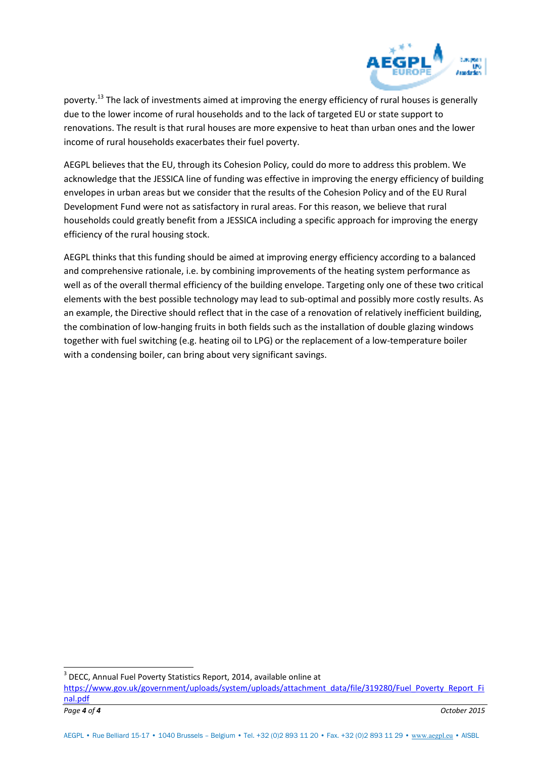poverty.[13] The lack of investments aimed at improving the energy efficiency of rural houses is generally due to the lower income of rural households and to the lack of targeted EU or state support to renovations. The result is that rural houses are more expensive to heat than urban ones and the lower income of rural households exacerbates their fuel poverty.

AEGPL believes that the EU, through its Cohesion Policy, could do more to address this problem. We acknowledge that the JESSICA line of funding was effective in improving the energy efficiency of building envelopes in urban areas but we consider that the results of the Cohesion Policy and of the EU Rural Development Fund were not as satisfactory in rural areas. For this reason, we believe that rural households could greatly benefit from a JESSICA including a specific approach for improving the energy efficiency of the rural housing stock.

AEGPL thinks that this funding should be aimed at improving energy efficiency according to a balanced and comprehensive rationale, i.e. by combining improvements of the heating system performance as well as of the overall thermal efficiency of the building envelope. Targeting only one of these two critical elements with the best possible technology may lead to sub-optimal and possibly more costly results. As an example, the Directive should reflect that in the case of a renovation of relatively inefficient building, the combination of low-hanging fruits in both fields such as the installation of double glazing windows together with fuel switching (e.g. heating oil to LPG) or the replacement of a low-temperature boiler with a condensing boiler, can bring about very significant savings.

---

[3] DECC, Annual Fuel Poverty Statistics Report, 2014, available online at https://www.gov.uk/government/uploads/system/uploads/attachment_data/file/319280/Fuel_Poverty_Report_Final.pdf